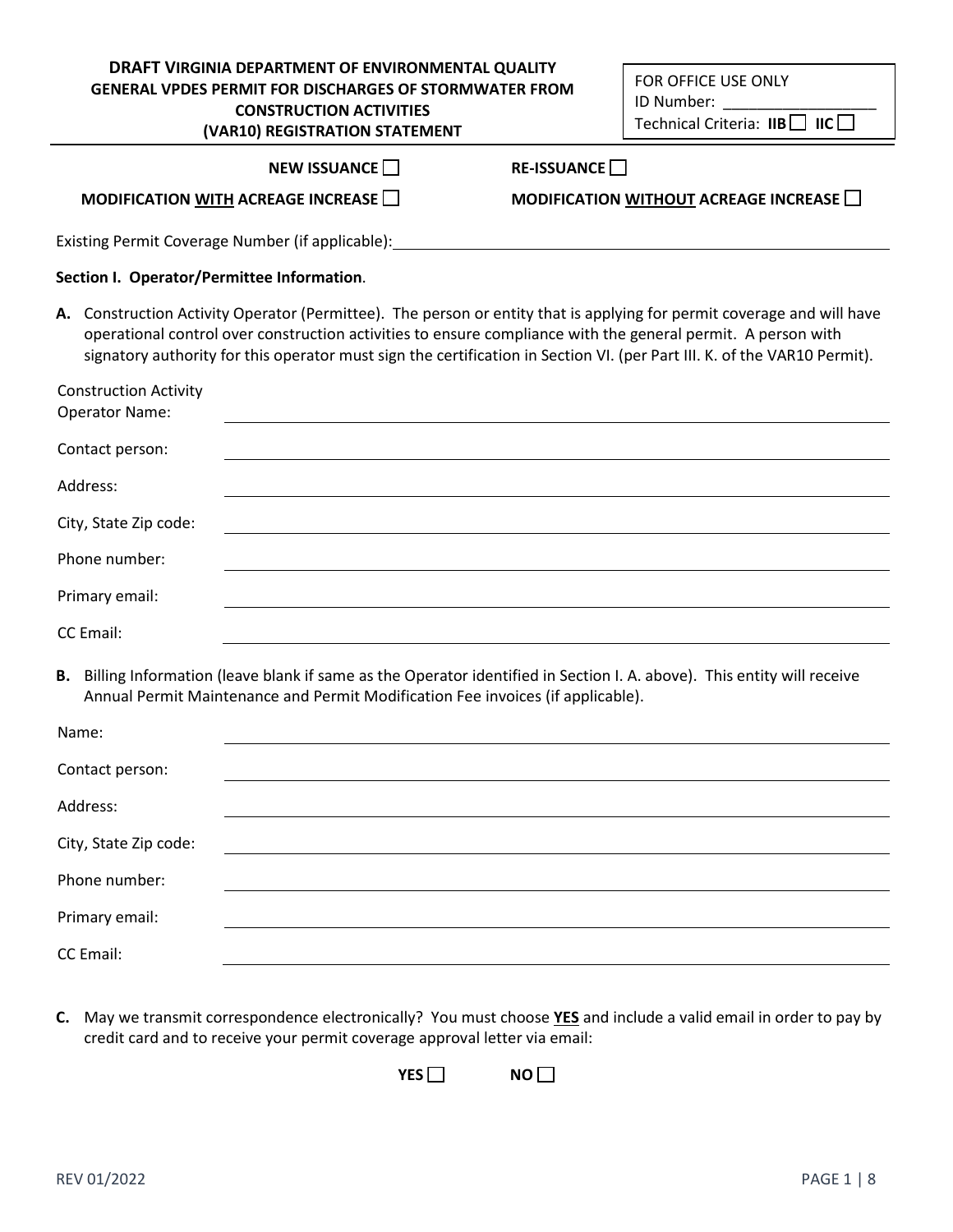# DRAFT VIRGINIA DEPARTMENT OF ENVIRONMENTAL QUALITY GENERAL VPDES PERMIT FOR DISCHARGES OF STORMWATER FROM CONSTRUCTION ACTIVITIES (VAR10) REGISTRATION STATEMENT

FOR OFFICE USE ONLY
ID Number: ___________________
Technical Criteria: **IIB** ☐ **IIC** ☐

**NEW ISSUANCE** ☐ **RE-ISSUANCE** ☐

**MODIFICATION <u>WITH</u> ACREAGE INCREASE** ☐ **MODIFICATION <u>WITHOUT</u> ACREAGE INCREASE** ☐

Existing Permit Coverage Number (if applicable): ___________________________________________

**Section I. Operator/Permittee Information**.

**A.** Construction Activity Operator (Permittee). The person or entity that is applying for permit coverage and will have operational control over construction activities to ensure compliance with the general permit. A person with signatory authority for this operator must sign the certification in Section VI. (per Part III. K. of the VAR10 Permit).

Construction Activity Operator Name: ___________________________________________

Contact person: ___________________________________________

Address: ___________________________________________

City, State Zip code: ___________________________________________

Phone number: ___________________________________________

Primary email: ___________________________________________

CC Email: ___________________________________________

**B.** Billing Information (leave blank if same as the Operator identified in Section I. A. above). This entity will receive Annual Permit Maintenance and Permit Modification Fee invoices (if applicable).

Name: ___________________________________________

Contact person: ___________________________________________

Address: ___________________________________________

City, State Zip code: ___________________________________________

Phone number: ___________________________________________

Primary email: ___________________________________________

CC Email: ___________________________________________

**C.** May we transmit correspondence electronically? You must choose **<u>YES</u>** and include a valid email in order to pay by credit card and to receive your permit coverage approval letter via email:

**YES** ☐ **NO** ☐

REV 01/2022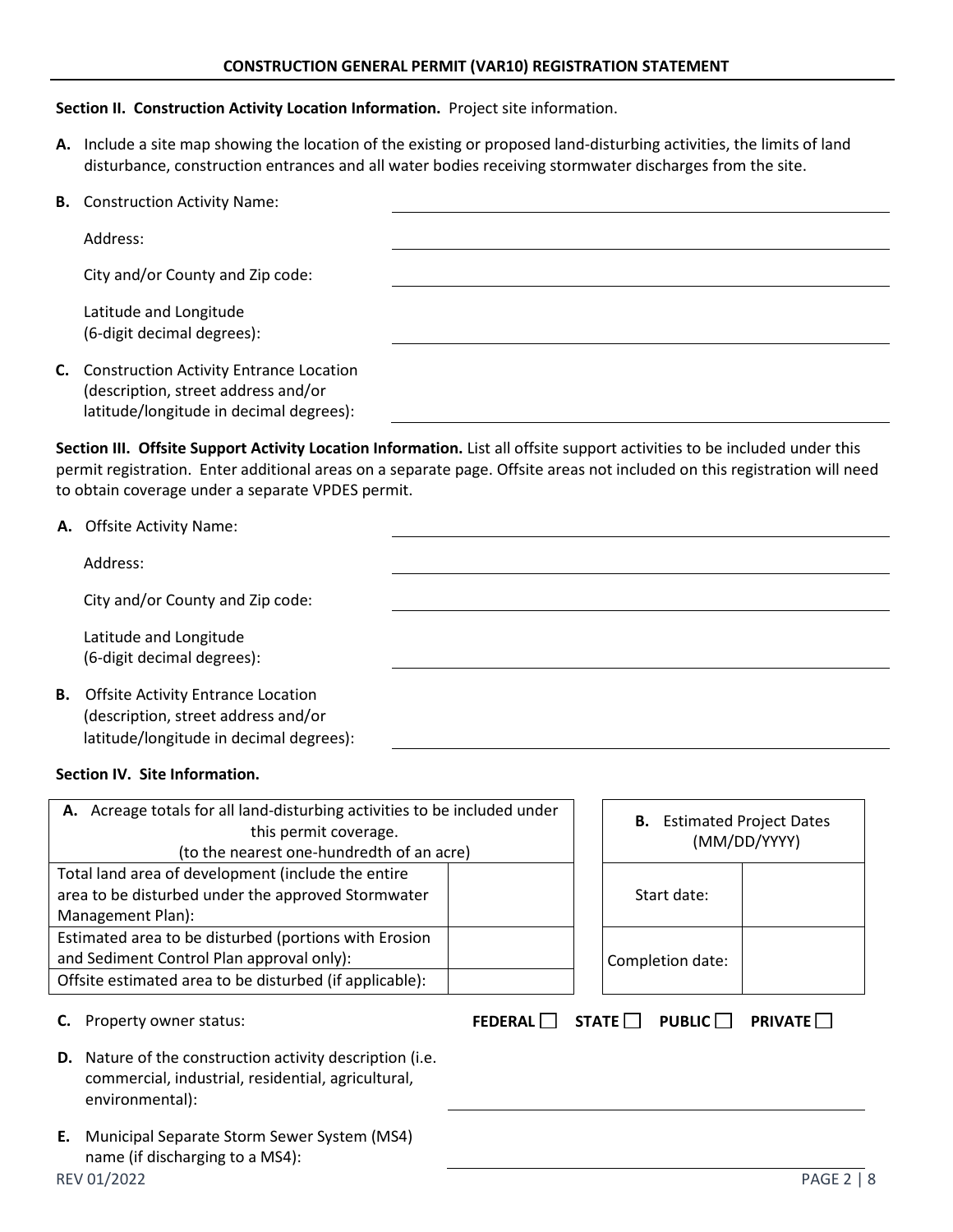**CONSTRUCTION GENERAL PERMIT (VAR10) REGISTRATION STATEMENT**

**Section II. Construction Activity Location Information.** Project site information.

**A.** Include a site map showing the location of the existing or proposed land-disturbing activities, the limits of land disturbance, construction entrances and all water bodies receiving stormwater discharges from the site.

**B.** Construction Activity Name: ____________________

Address: ____________________

City and/or County and Zip code: ____________________

Latitude and Longitude (6-digit decimal degrees): ____________________

**C.** Construction Activity Entrance Location (description, street address and/or latitude/longitude in decimal degrees): ____________________

**Section III. Offsite Support Activity Location Information.** List all offsite support activities to be included under this permit registration. Enter additional areas on a separate page. Offsite areas not included on this registration will need to obtain coverage under a separate VPDES permit.

**A.** Offsite Activity Name: ____________________

Address: ____________________

City and/or County and Zip code: ____________________

Latitude and Longitude (6-digit decimal degrees): ____________________

**B.** Offsite Activity Entrance Location (description, street address and/or latitude/longitude in decimal degrees): ____________________

**Section IV. Site Information.**

| **A.** Acreage totals for all land-disturbing activities to be included under this permit coverage. (to the nearest one-hundredth of an acre) | |
|---|---|
| Total land area of development (include the entire area to be disturbed under the approved Stormwater Management Plan): | |
| Estimated area to be disturbed (portions with Erosion and Sediment Control Plan approval only): | |
| Offsite estimated area to be disturbed (if applicable): | |

| **B.** Estimated Project Dates (MM/DD/YYYY) | |
|---|---|
| Start date: | |
| Completion date: | |

**C.** Property owner status: **FEDERAL** ☐ **STATE** ☐ **PUBLIC** ☐ **PRIVATE** ☐

**D.** Nature of the construction activity description (i.e. commercial, industrial, residential, agricultural, environmental): ____________________

**E.** Municipal Separate Storm Sewer System (MS4) name (if discharging to a MS4): ____________________

REV 01/2022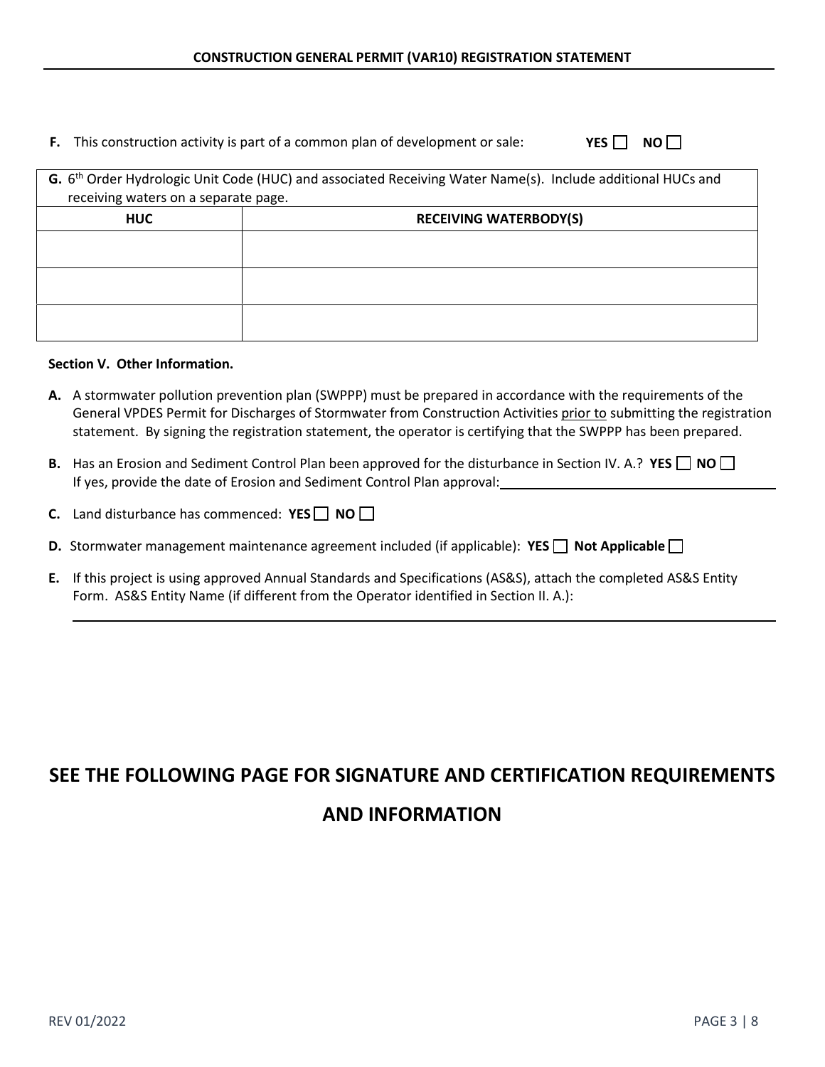**F.** This construction activity is part of a common plan of development or sale: **YES** ☐ **NO** ☐

**G.** 6th Order Hydrologic Unit Code (HUC) and associated Receiving Water Name(s). Include additional HUCs and receiving waters on a separate page.

| HUC | RECEIVING WATERBODY(S) |
|---|---|
| | |
| | |
| | |

**Section V. Other Information.**

**A.** A stormwater pollution prevention plan (SWPPP) must be prepared in accordance with the requirements of the General VPDES Permit for Discharges of Stormwater from Construction Activities prior to submitting the registration statement. By signing the registration statement, the operator is certifying that the SWPPP has been prepared.

**B.** Has an Erosion and Sediment Control Plan been approved for the disturbance in Section IV. A.? **YES** ☐ **NO** ☐
If yes, provide the date of Erosion and Sediment Control Plan approval: ____________________

**C.** Land disturbance has commenced: **YES** ☐ **NO** ☐

**D.** Stormwater management maintenance agreement included (if applicable): **YES** ☐ **Not Applicable** ☐

**E.** If this project is using approved Annual Standards and Specifications (AS&S), attach the completed AS&S Entity Form. AS&S Entity Name (if different from the Operator identified in Section II. A.):

____________________

# SEE THE FOLLOWING PAGE FOR SIGNATURE AND CERTIFICATION REQUIREMENTS AND INFORMATION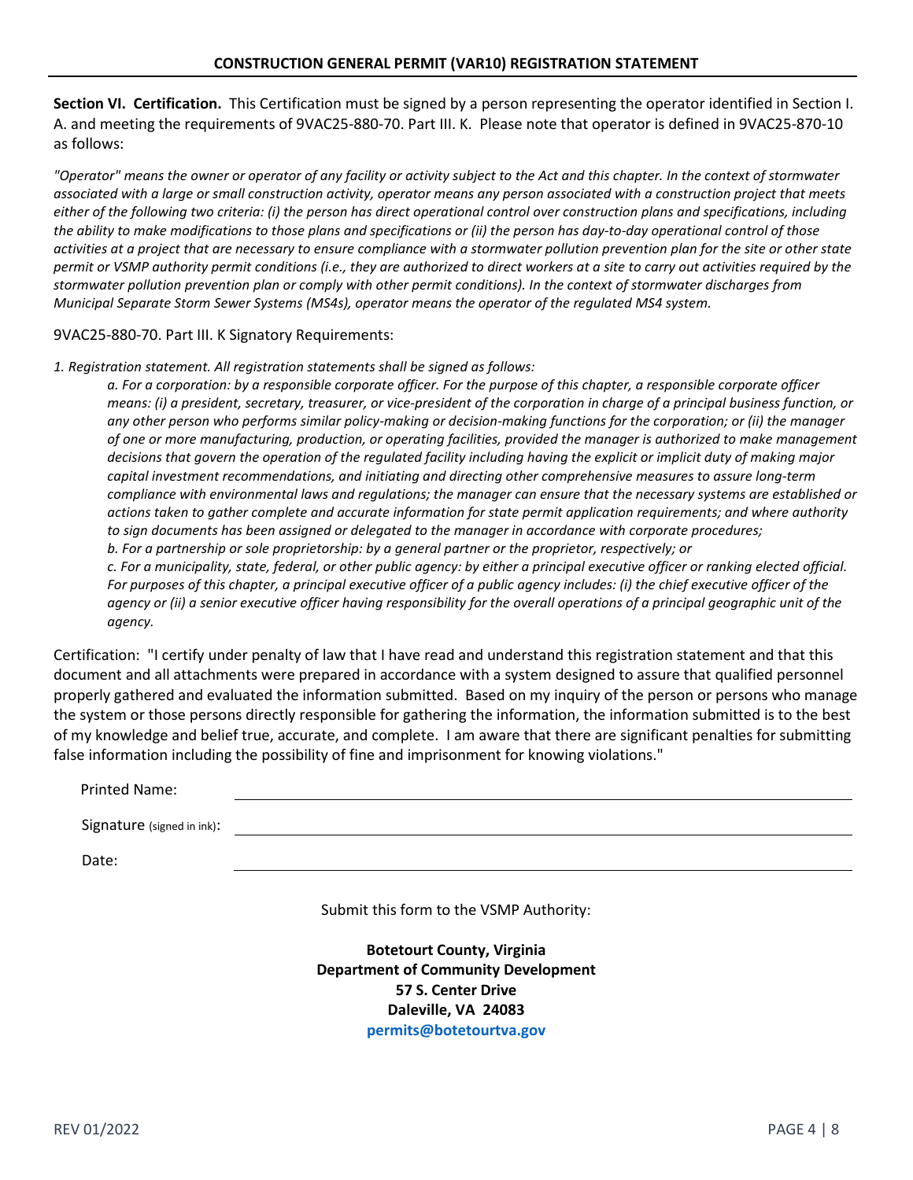**Section VI. Certification.** This Certification must be signed by a person representing the operator identified in Section I. A. and meeting the requirements of 9VAC25-880-70. Part III. K. Please note that operator is defined in 9VAC25-870-10 as follows:

*"Operator" means the owner or operator of any facility or activity subject to the Act and this chapter. In the context of stormwater associated with a large or small construction activity, operator means any person associated with a construction project that meets either of the following two criteria: (i) the person has direct operational control over construction plans and specifications, including the ability to make modifications to those plans and specifications or (ii) the person has day-to-day operational control of those activities at a project that are necessary to ensure compliance with a stormwater pollution prevention plan for the site or other state permit or VSMP authority permit conditions (i.e., they are authorized to direct workers at a site to carry out activities required by the stormwater pollution prevention plan or comply with other permit conditions). In the context of stormwater discharges from Municipal Separate Storm Sewer Systems (MS4s), operator means the operator of the regulated MS4 system.*

9VAC25-880-70. Part III. K Signatory Requirements:

*1. Registration statement. All registration statements shall be signed as follows:*

*a. For a corporation: by a responsible corporate officer. For the purpose of this chapter, a responsible corporate officer means: (i) a president, secretary, treasurer, or vice-president of the corporation in charge of a principal business function, or any other person who performs similar policy-making or decision-making functions for the corporation; or (ii) the manager of one or more manufacturing, production, or operating facilities, provided the manager is authorized to make management decisions that govern the operation of the regulated facility including having the explicit or implicit duty of making major capital investment recommendations, and initiating and directing other comprehensive measures to assure long-term compliance with environmental laws and regulations; the manager can ensure that the necessary systems are established or actions taken to gather complete and accurate information for state permit application requirements; and where authority to sign documents has been assigned or delegated to the manager in accordance with corporate procedures;*

*b. For a partnership or sole proprietorship: by a general partner or the proprietor, respectively; or*

*c. For a municipality, state, federal, or other public agency: by either a principal executive officer or ranking elected official. For purposes of this chapter, a principal executive officer of a public agency includes: (i) the chief executive officer of the agency or (ii) a senior executive officer having responsibility for the overall operations of a principal geographic unit of the agency.*

Certification: "I certify under penalty of law that I have read and understand this registration statement and that this document and all attachments were prepared in accordance with a system designed to assure that qualified personnel properly gathered and evaluated the information submitted. Based on my inquiry of the person or persons who manage the system or those persons directly responsible for gathering the information, the information submitted is to the best of my knowledge and belief true, accurate, and complete. I am aware that there are significant penalties for submitting false information including the possibility of fine and imprisonment for knowing violations."

Printed Name: ______________________________

Signature (signed in ink): ______________________________

Date: ______________________________

Submit this form to the VSMP Authority:

**Botetourt County, Virginia**
**Department of Community Development**
**57 S. Center Drive**
**Daleville, VA 24083**
**permits@botetourtva.gov**

REV 01/2022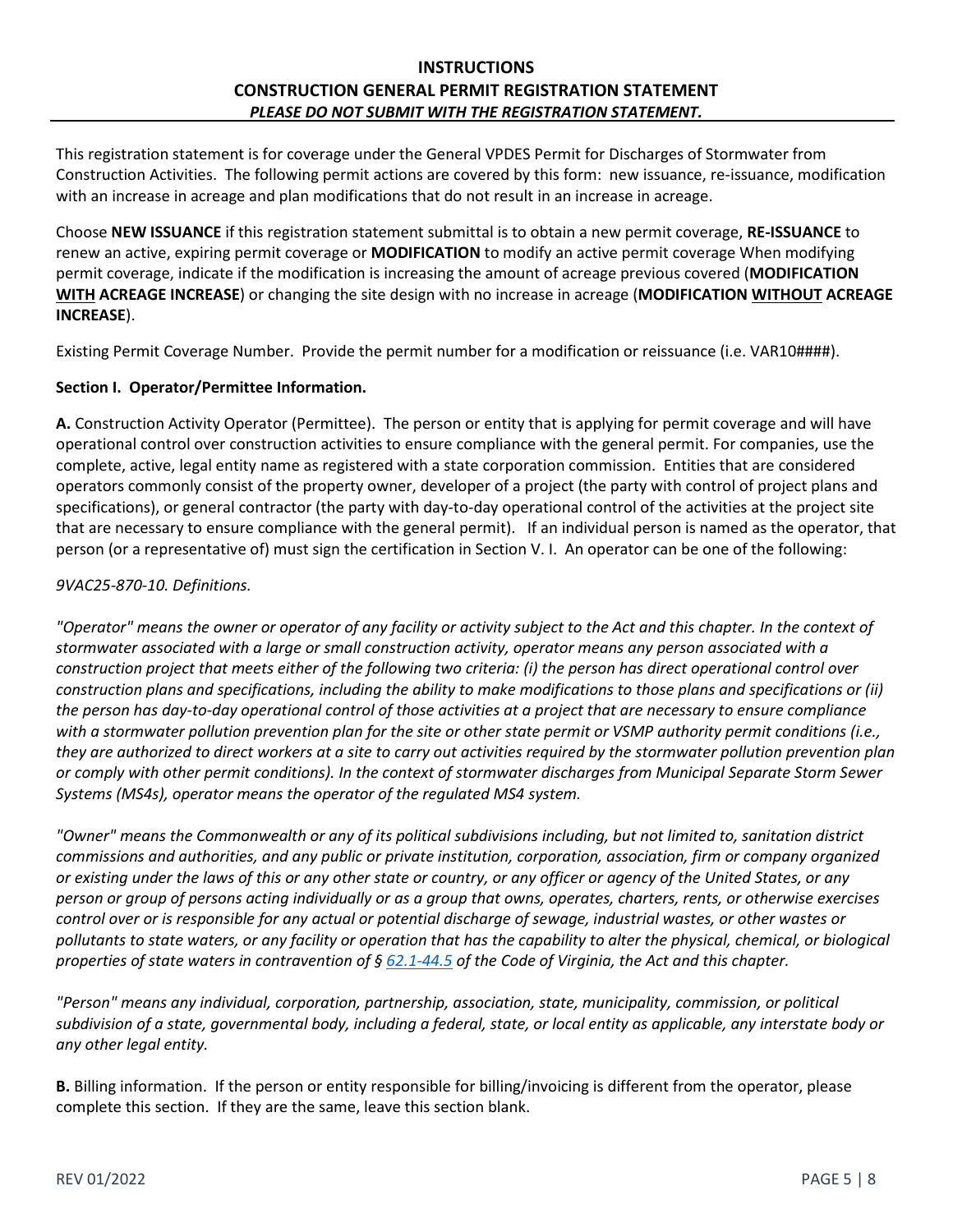# INSTRUCTIONS
# CONSTRUCTION GENERAL PERMIT REGISTRATION STATEMENT
***PLEASE DO NOT SUBMIT WITH THE REGISTRATION STATEMENT.***

This registration statement is for coverage under the General VPDES Permit for Discharges of Stormwater from Construction Activities. The following permit actions are covered by this form: new issuance, re-issuance, modification with an increase in acreage and plan modifications that do not result in an increase in acreage.

Choose **NEW ISSUANCE** if this registration statement submittal is to obtain a new permit coverage, **RE-ISSUANCE** to renew an active, expiring permit coverage or **MODIFICATION** to modify an active permit coverage When modifying permit coverage, indicate if the modification is increasing the amount of acreage previous covered (**MODIFICATION <u>WITH</u> ACREAGE INCREASE**) or changing the site design with no increase in acreage (**MODIFICATION <u>WITHOUT</u> ACREAGE INCREASE**).

Existing Permit Coverage Number. Provide the permit number for a modification or reissuance (i.e. VAR10####).

**Section I. Operator/Permittee Information.**

**A.** Construction Activity Operator (Permittee). The person or entity that is applying for permit coverage and will have operational control over construction activities to ensure compliance with the general permit. For companies, use the complete, active, legal entity name as registered with a state corporation commission. Entities that are considered operators commonly consist of the property owner, developer of a project (the party with control of project plans and specifications), or general contractor (the party with day-to-day operational control of the activities at the project site that are necessary to ensure compliance with the general permit). If an individual person is named as the operator, that person (or a representative of) must sign the certification in Section V. I. An operator can be one of the following:

*9VAC25-870-10. Definitions.*

*"Operator" means the owner or operator of any facility or activity subject to the Act and this chapter. In the context of stormwater associated with a large or small construction activity, operator means any person associated with a construction project that meets either of the following two criteria: (i) the person has direct operational control over construction plans and specifications, including the ability to make modifications to those plans and specifications or (ii) the person has day-to-day operational control of those activities at a project that are necessary to ensure compliance with a stormwater pollution prevention plan for the site or other state permit or VSMP authority permit conditions (i.e., they are authorized to direct workers at a site to carry out activities required by the stormwater pollution prevention plan or comply with other permit conditions). In the context of stormwater discharges from Municipal Separate Storm Sewer Systems (MS4s), operator means the operator of the regulated MS4 system.*

*"Owner" means the Commonwealth or any of its political subdivisions including, but not limited to, sanitation district commissions and authorities, and any public or private institution, corporation, association, firm or company organized or existing under the laws of this or any other state or country, or any officer or agency of the United States, or any person or group of persons acting individually or as a group that owns, operates, charters, rents, or otherwise exercises control over or is responsible for any actual or potential discharge of sewage, industrial wastes, or other wastes or pollutants to state waters, or any facility or operation that has the capability to alter the physical, chemical, or biological properties of state waters in contravention of § 62.1-44.5 of the Code of Virginia, the Act and this chapter.*

*"Person" means any individual, corporation, partnership, association, state, municipality, commission, or political subdivision of a state, governmental body, including a federal, state, or local entity as applicable, any interstate body or any other legal entity.*

**B.** Billing information. If the person or entity responsible for billing/invoicing is different from the operator, please complete this section. If they are the same, leave this section blank.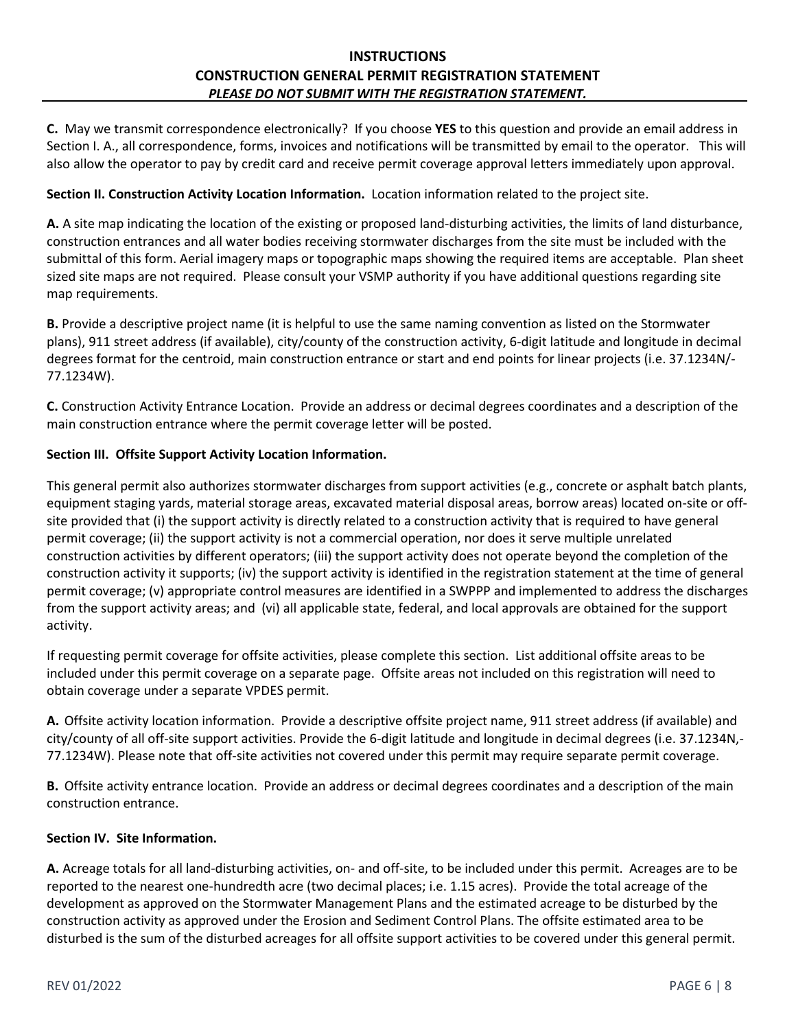**INSTRUCTIONS**
**CONSTRUCTION GENERAL PERMIT REGISTRATION STATEMENT**
***PLEASE DO NOT SUBMIT WITH THE REGISTRATION STATEMENT.***

**C.** May we transmit correspondence electronically? If you choose **YES** to this question and provide an email address in Section I. A., all correspondence, forms, invoices and notifications will be transmitted by email to the operator. This will also allow the operator to pay by credit card and receive permit coverage approval letters immediately upon approval.

**Section II. Construction Activity Location Information.** Location information related to the project site.

**A.** A site map indicating the location of the existing or proposed land-disturbing activities, the limits of land disturbance, construction entrances and all water bodies receiving stormwater discharges from the site must be included with the submittal of this form. Aerial imagery maps or topographic maps showing the required items are acceptable. Plan sheet sized site maps are not required. Please consult your VSMP authority if you have additional questions regarding site map requirements.

**B.** Provide a descriptive project name (it is helpful to use the same naming convention as listed on the Stormwater plans), 911 street address (if available), city/county of the construction activity, 6-digit latitude and longitude in decimal degrees format for the centroid, main construction entrance or start and end points for linear projects (i.e. 37.1234N/-77.1234W).

**C.** Construction Activity Entrance Location. Provide an address or decimal degrees coordinates and a description of the main construction entrance where the permit coverage letter will be posted.

**Section III. Offsite Support Activity Location Information.**

This general permit also authorizes stormwater discharges from support activities (e.g., concrete or asphalt batch plants, equipment staging yards, material storage areas, excavated material disposal areas, borrow areas) located on-site or off-site provided that (i) the support activity is directly related to a construction activity that is required to have general permit coverage; (ii) the support activity is not a commercial operation, nor does it serve multiple unrelated construction activities by different operators; (iii) the support activity does not operate beyond the completion of the construction activity it supports; (iv) the support activity is identified in the registration statement at the time of general permit coverage; (v) appropriate control measures are identified in a SWPPP and implemented to address the discharges from the support activity areas; and (vi) all applicable state, federal, and local approvals are obtained for the support activity.

If requesting permit coverage for offsite activities, please complete this section. List additional offsite areas to be included under this permit coverage on a separate page. Offsite areas not included on this registration will need to obtain coverage under a separate VPDES permit.

**A.** Offsite activity location information. Provide a descriptive offsite project name, 911 street address (if available) and city/county of all off-site support activities. Provide the 6-digit latitude and longitude in decimal degrees (i.e. 37.1234N,-77.1234W). Please note that off-site activities not covered under this permit may require separate permit coverage.

**B.** Offsite activity entrance location. Provide an address or decimal degrees coordinates and a description of the main construction entrance.

**Section IV. Site Information.**

**A.** Acreage totals for all land-disturbing activities, on- and off-site, to be included under this permit. Acreages are to be reported to the nearest one-hundredth acre (two decimal places; i.e. 1.15 acres). Provide the total acreage of the development as approved on the Stormwater Management Plans and the estimated acreage to be disturbed by the construction activity as approved under the Erosion and Sediment Control Plans. The offsite estimated area to be disturbed is the sum of the disturbed acreages for all offsite support activities to be covered under this general permit.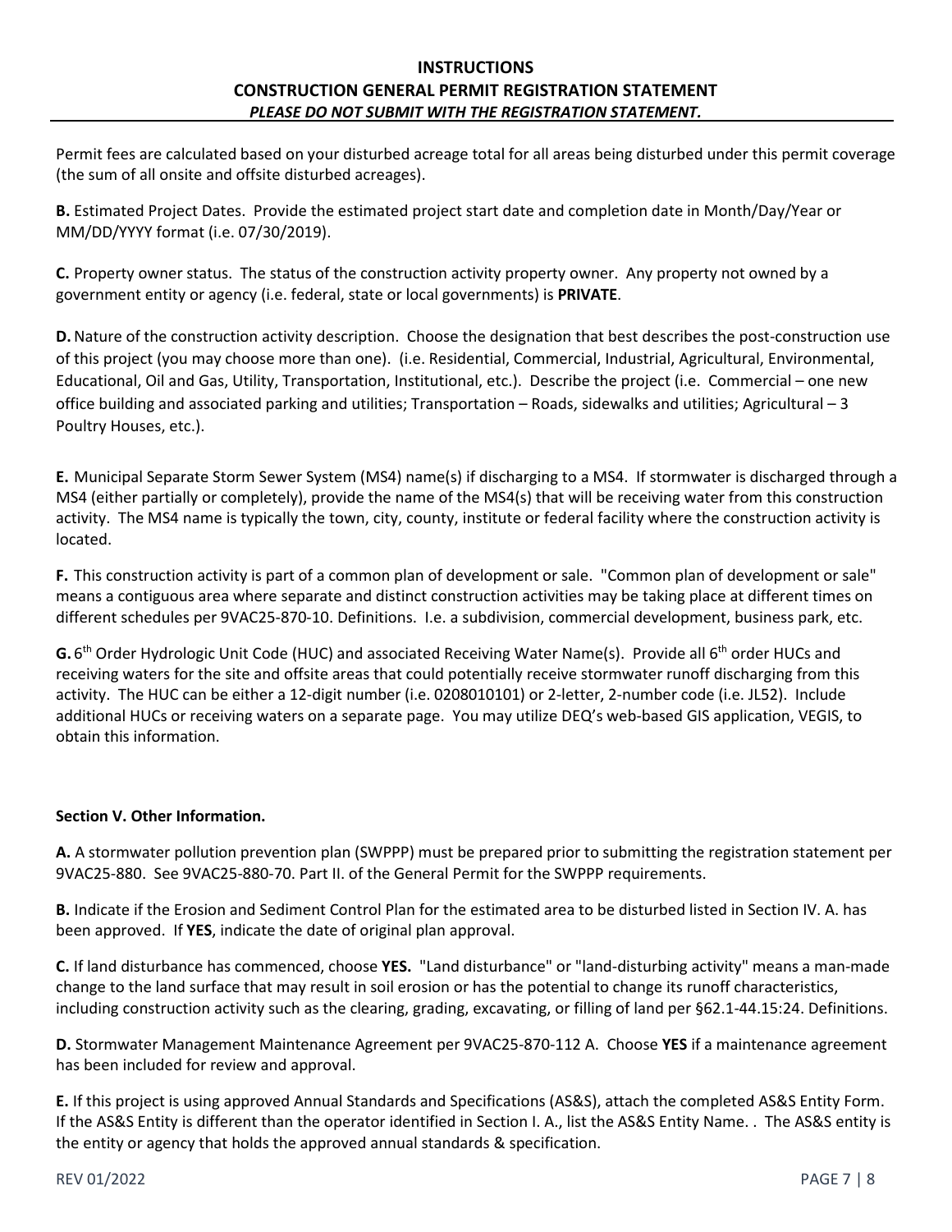## INSTRUCTIONS
## CONSTRUCTION GENERAL PERMIT REGISTRATION STATEMENT
***PLEASE DO NOT SUBMIT WITH THE REGISTRATION STATEMENT.***

Permit fees are calculated based on your disturbed acreage total for all areas being disturbed under this permit coverage (the sum of all onsite and offsite disturbed acreages).

**B.** Estimated Project Dates. Provide the estimated project start date and completion date in Month/Day/Year or MM/DD/YYYY format (i.e. 07/30/2019).

**C.** Property owner status. The status of the construction activity property owner. Any property not owned by a government entity or agency (i.e. federal, state or local governments) is **PRIVATE**.

**D.** Nature of the construction activity description. Choose the designation that best describes the post-construction use of this project (you may choose more than one). (i.e. Residential, Commercial, Industrial, Agricultural, Environmental, Educational, Oil and Gas, Utility, Transportation, Institutional, etc.). Describe the project (i.e. Commercial – one new office building and associated parking and utilities; Transportation – Roads, sidewalks and utilities; Agricultural – 3 Poultry Houses, etc.).

**E.** Municipal Separate Storm Sewer System (MS4) name(s) if discharging to a MS4. If stormwater is discharged through a MS4 (either partially or completely), provide the name of the MS4(s) that will be receiving water from this construction activity. The MS4 name is typically the town, city, county, institute or federal facility where the construction activity is located.

**F.** This construction activity is part of a common plan of development or sale. "Common plan of development or sale" means a contiguous area where separate and distinct construction activities may be taking place at different times on different schedules per 9VAC25-870-10. Definitions. I.e. a subdivision, commercial development, business park, etc.

**G.** 6th Order Hydrologic Unit Code (HUC) and associated Receiving Water Name(s). Provide all 6th order HUCs and receiving waters for the site and offsite areas that could potentially receive stormwater runoff discharging from this activity. The HUC can be either a 12-digit number (i.e. 0208010101) or 2-letter, 2-number code (i.e. JL52). Include additional HUCs or receiving waters on a separate page. You may utilize DEQ's web-based GIS application, VEGIS, to obtain this information.

**Section V. Other Information.**

**A.** A stormwater pollution prevention plan (SWPPP) must be prepared prior to submitting the registration statement per 9VAC25-880. See 9VAC25-880-70. Part II. of the General Permit for the SWPPP requirements.

**B.** Indicate if the Erosion and Sediment Control Plan for the estimated area to be disturbed listed in Section IV. A. has been approved. If **YES**, indicate the date of original plan approval.

**C.** If land disturbance has commenced, choose **YES.** "Land disturbance" or "land-disturbing activity" means a man-made change to the land surface that may result in soil erosion or has the potential to change its runoff characteristics, including construction activity such as the clearing, grading, excavating, or filling of land per §62.1-44.15:24. Definitions.

**D.** Stormwater Management Maintenance Agreement per 9VAC25-870-112 A. Choose **YES** if a maintenance agreement has been included for review and approval.

**E.** If this project is using approved Annual Standards and Specifications (AS&S), attach the completed AS&S Entity Form. If the AS&S Entity is different than the operator identified in Section I. A., list the AS&S Entity Name. . The AS&S entity is the entity or agency that holds the approved annual standards & specification.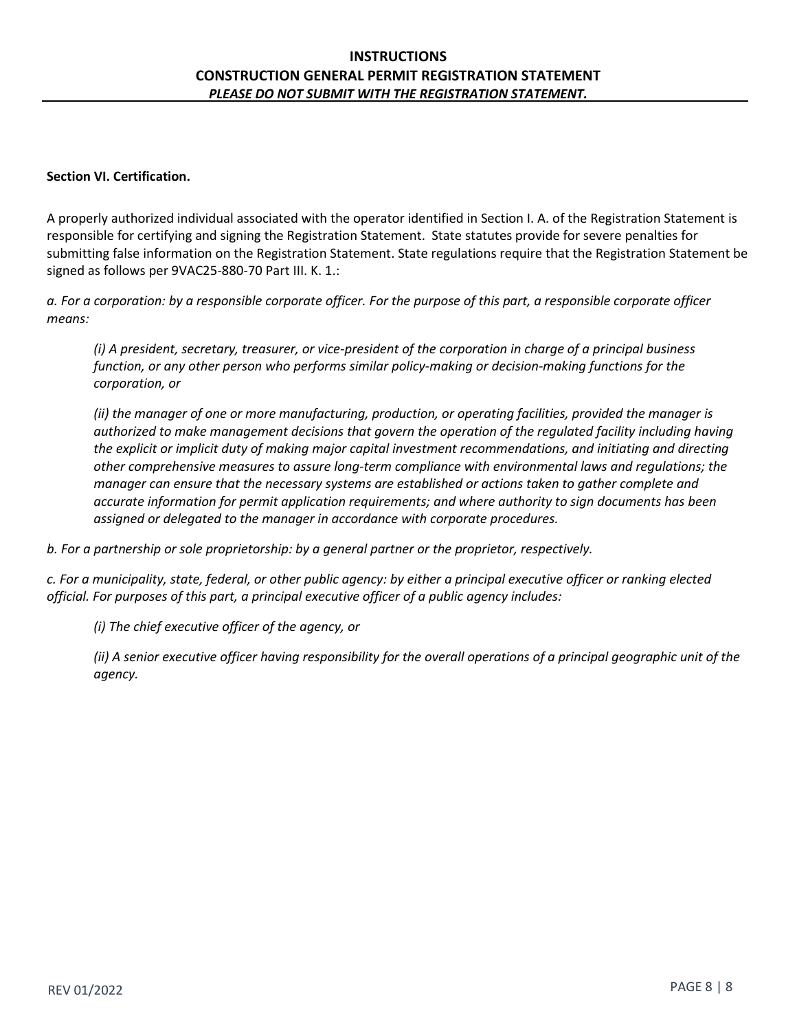**Section VI. Certification.**

A properly authorized individual associated with the operator identified in Section I. A. of the Registration Statement is responsible for certifying and signing the Registration Statement. State statutes provide for severe penalties for submitting false information on the Registration Statement. State regulations require that the Registration Statement be signed as follows per 9VAC25-880-70 Part III. K. 1.:

*a. For a corporation: by a responsible corporate officer. For the purpose of this part, a responsible corporate officer means:*

> *(i) A president, secretary, treasurer, or vice-president of the corporation in charge of a principal business function, or any other person who performs similar policy-making or decision-making functions for the corporation, or*
>
> *(ii) the manager of one or more manufacturing, production, or operating facilities, provided the manager is authorized to make management decisions that govern the operation of the regulated facility including having the explicit or implicit duty of making major capital investment recommendations, and initiating and directing other comprehensive measures to assure long-term compliance with environmental laws and regulations; the manager can ensure that the necessary systems are established or actions taken to gather complete and accurate information for permit application requirements; and where authority to sign documents has been assigned or delegated to the manager in accordance with corporate procedures.*

*b. For a partnership or sole proprietorship: by a general partner or the proprietor, respectively.*

*c. For a municipality, state, federal, or other public agency: by either a principal executive officer or ranking elected official. For purposes of this part, a principal executive officer of a public agency includes:*

> *(i) The chief executive officer of the agency, or*
>
> *(ii) A senior executive officer having responsibility for the overall operations of a principal geographic unit of the agency.*